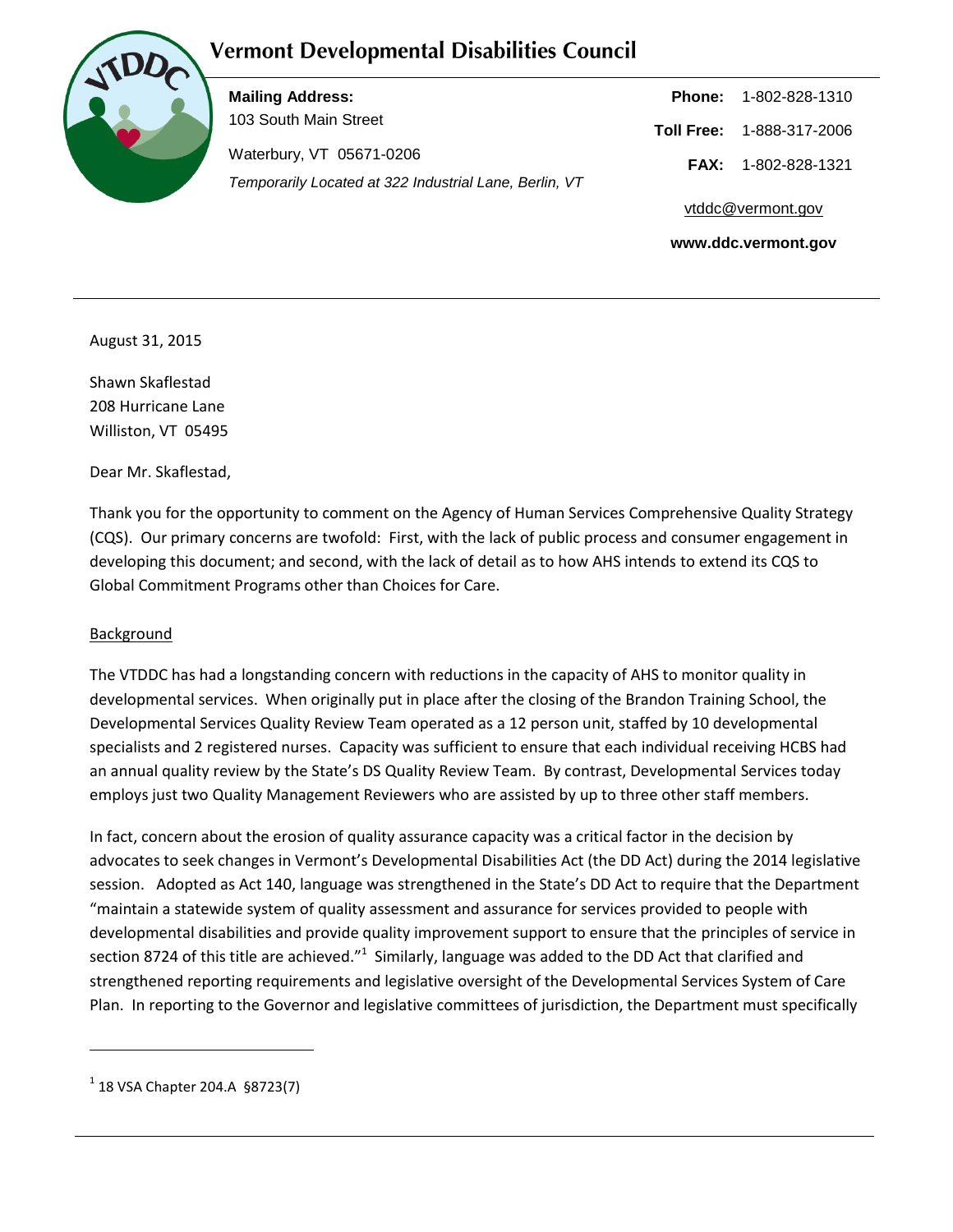# Vermont Developmental Disabilities Council

**Mailing Address:**
103 South Main Street
Waterbury, VT 05671-0206
*Temporarily Located at 322 Industrial Lane, Berlin, VT*

**Phone:** 1-802-828-1310
**Toll Free:** 1-888-317-2006
**FAX:** 1-802-828-1321
vtddc@vermont.gov
**www.ddc.vermont.gov**

---

August 31, 2015

Shawn Skaflestad
208 Hurricane Lane
Williston, VT 05495

Dear Mr. Skaflestad,

Thank you for the opportunity to comment on the Agency of Human Services Comprehensive Quality Strategy (CQS). Our primary concerns are twofold: First, with the lack of public process and consumer engagement in developing this document; and second, with the lack of detail as to how AHS intends to extend its CQS to Global Commitment Programs other than Choices for Care.

Background

The VTDDC has had a longstanding concern with reductions in the capacity of AHS to monitor quality in developmental services. When originally put in place after the closing of the Brandon Training School, the Developmental Services Quality Review Team operated as a 12 person unit, staffed by 10 developmental specialists and 2 registered nurses. Capacity was sufficient to ensure that each individual receiving HCBS had an annual quality review by the State's DS Quality Review Team. By contrast, Developmental Services today employs just two Quality Management Reviewers who are assisted by up to three other staff members.

In fact, concern about the erosion of quality assurance capacity was a critical factor in the decision by advocates to seek changes in Vermont's Developmental Disabilities Act (the DD Act) during the 2014 legislative session. Adopted as Act 140, language was strengthened in the State's DD Act to require that the Department "maintain a statewide system of quality assessment and assurance for services provided to people with developmental disabilities and provide quality improvement support to ensure that the principles of service in section 8724 of this title are achieved."[1] Similarly, language was added to the DD Act that clarified and strengthened reporting requirements and legislative oversight of the Developmental Services System of Care Plan. In reporting to the Governor and legislative committees of jurisdiction, the Department must specifically

---

[1] 18 VSA Chapter 204.A §8723(7)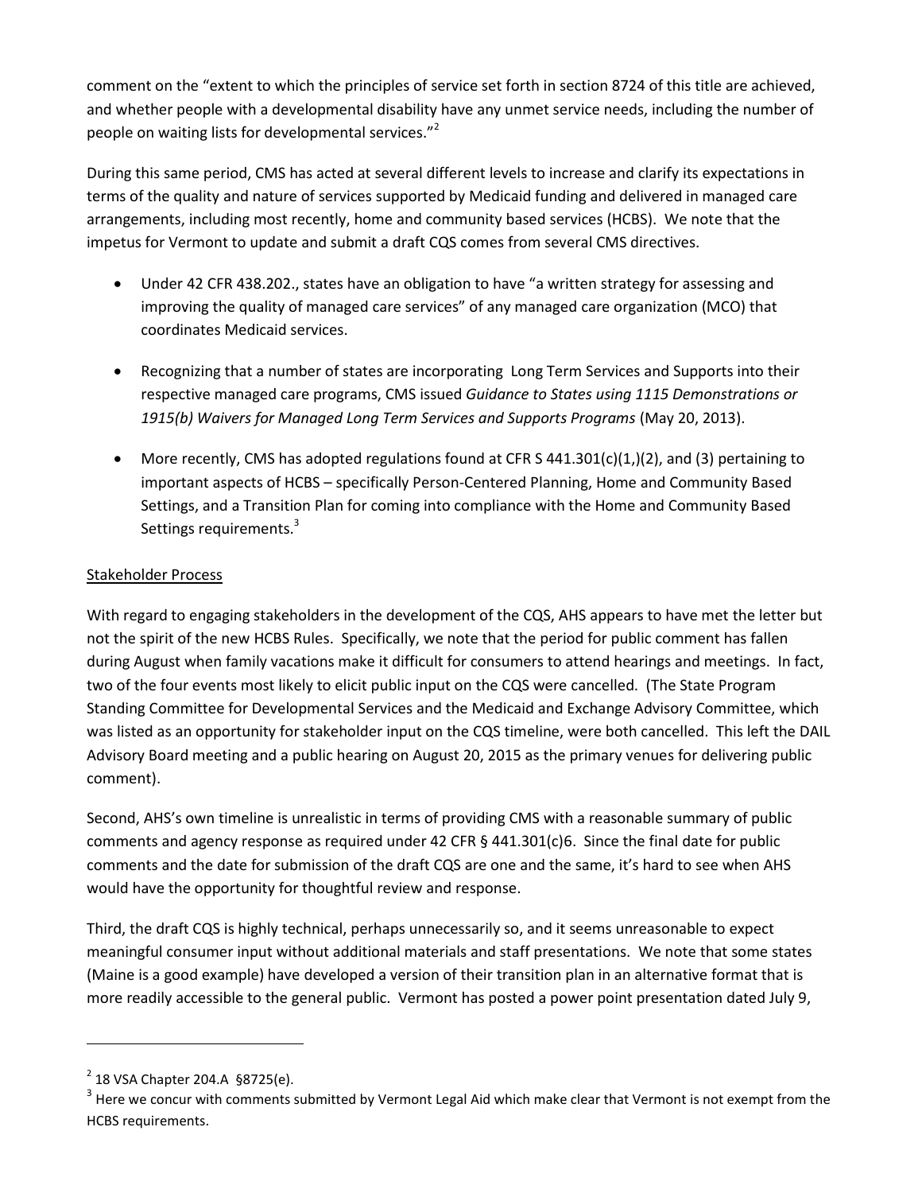comment on the "extent to which the principles of service set forth in section 8724 of this title are achieved, and whether people with a developmental disability have any unmet service needs, including the number of people on waiting lists for developmental services."[2]

During this same period, CMS has acted at several different levels to increase and clarify its expectations in terms of the quality and nature of services supported by Medicaid funding and delivered in managed care arrangements, including most recently, home and community based services (HCBS). We note that the impetus for Vermont to update and submit a draft CQS comes from several CMS directives.

- Under 42 CFR 438.202., states have an obligation to have "a written strategy for assessing and improving the quality of managed care services" of any managed care organization (MCO) that coordinates Medicaid services.
- Recognizing that a number of states are incorporating Long Term Services and Supports into their respective managed care programs, CMS issued *Guidance to States using 1115 Demonstrations or 1915(b) Waivers for Managed Long Term Services and Supports Programs* (May 20, 2013).
- More recently, CMS has adopted regulations found at CFR S 441.301(c)(1,)(2), and (3) pertaining to important aspects of HCBS – specifically Person-Centered Planning, Home and Community Based Settings, and a Transition Plan for coming into compliance with the Home and Community Based Settings requirements.[3]

<u>Stakeholder Process</u>

With regard to engaging stakeholders in the development of the CQS, AHS appears to have met the letter but not the spirit of the new HCBS Rules. Specifically, we note that the period for public comment has fallen during August when family vacations make it difficult for consumers to attend hearings and meetings. In fact, two of the four events most likely to elicit public input on the CQS were cancelled. (The State Program Standing Committee for Developmental Services and the Medicaid and Exchange Advisory Committee, which was listed as an opportunity for stakeholder input on the CQS timeline, were both cancelled. This left the DAIL Advisory Board meeting and a public hearing on August 20, 2015 as the primary venues for delivering public comment).

Second, AHS's own timeline is unrealistic in terms of providing CMS with a reasonable summary of public comments and agency response as required under 42 CFR § 441.301(c)6. Since the final date for public comments and the date for submission of the draft CQS are one and the same, it's hard to see when AHS would have the opportunity for thoughtful review and response.

Third, the draft CQS is highly technical, perhaps unnecessarily so, and it seems unreasonable to expect meaningful consumer input without additional materials and staff presentations. We note that some states (Maine is a good example) have developed a version of their transition plan in an alternative format that is more readily accessible to the general public. Vermont has posted a power point presentation dated July 9,

---

[2] 18 VSA Chapter 204.A §8725(e).

[3] Here we concur with comments submitted by Vermont Legal Aid which make clear that Vermont is not exempt from the HCBS requirements.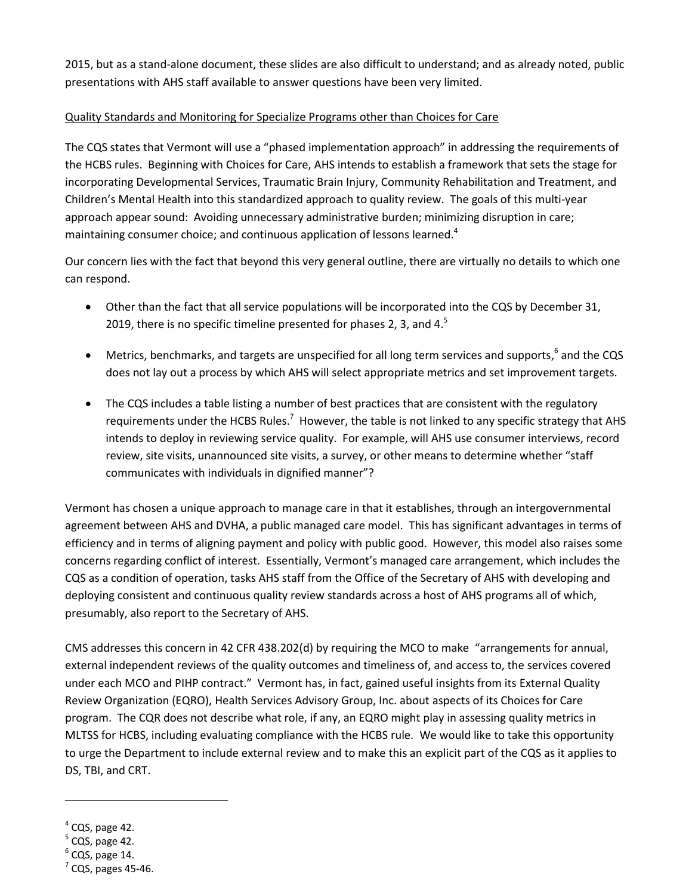2015, but as a stand-alone document, these slides are also difficult to understand; and as already noted, public presentations with AHS staff available to answer questions have been very limited.

Quality Standards and Monitoring for Specialize Programs other than Choices for Care

The CQS states that Vermont will use a "phased implementation approach" in addressing the requirements of the HCBS rules. Beginning with Choices for Care, AHS intends to establish a framework that sets the stage for incorporating Developmental Services, Traumatic Brain Injury, Community Rehabilitation and Treatment, and Children's Mental Health into this standardized approach to quality review. The goals of this multi-year approach appear sound: Avoiding unnecessary administrative burden; minimizing disruption in care; maintaining consumer choice; and continuous application of lessons learned.[4]

Our concern lies with the fact that beyond this very general outline, there are virtually no details to which one can respond.

- Other than the fact that all service populations will be incorporated into the CQS by December 31, 2019, there is no specific timeline presented for phases 2, 3, and 4.[5]
- Metrics, benchmarks, and targets are unspecified for all long term services and supports,[6] and the CQS does not lay out a process by which AHS will select appropriate metrics and set improvement targets.
- The CQS includes a table listing a number of best practices that are consistent with the regulatory requirements under the HCBS Rules.[7] However, the table is not linked to any specific strategy that AHS intends to deploy in reviewing service quality. For example, will AHS use consumer interviews, record review, site visits, unannounced site visits, a survey, or other means to determine whether "staff communicates with individuals in dignified manner"?

Vermont has chosen a unique approach to manage care in that it establishes, through an intergovernmental agreement between AHS and DVHA, a public managed care model. This has significant advantages in terms of efficiency and in terms of aligning payment and policy with public good. However, this model also raises some concerns regarding conflict of interest. Essentially, Vermont's managed care arrangement, which includes the CQS as a condition of operation, tasks AHS staff from the Office of the Secretary of AHS with developing and deploying consistent and continuous quality review standards across a host of AHS programs all of which, presumably, also report to the Secretary of AHS.

CMS addresses this concern in 42 CFR 438.202(d) by requiring the MCO to make "arrangements for annual, external independent reviews of the quality outcomes and timeliness of, and access to, the services covered under each MCO and PIHP contract." Vermont has, in fact, gained useful insights from its External Quality Review Organization (EQRO), Health Services Advisory Group, Inc. about aspects of its Choices for Care program. The CQR does not describe what role, if any, an EQRO might play in assessing quality metrics in MLTSS for HCBS, including evaluating compliance with the HCBS rule. We would like to take this opportunity to urge the Department to include external review and to make this an explicit part of the CQS as it applies to DS, TBI, and CRT.

---

[4] CQS, page 42.
[5] CQS, page 42.
[6] CQS, page 14.
[7] CQS, pages 45-46.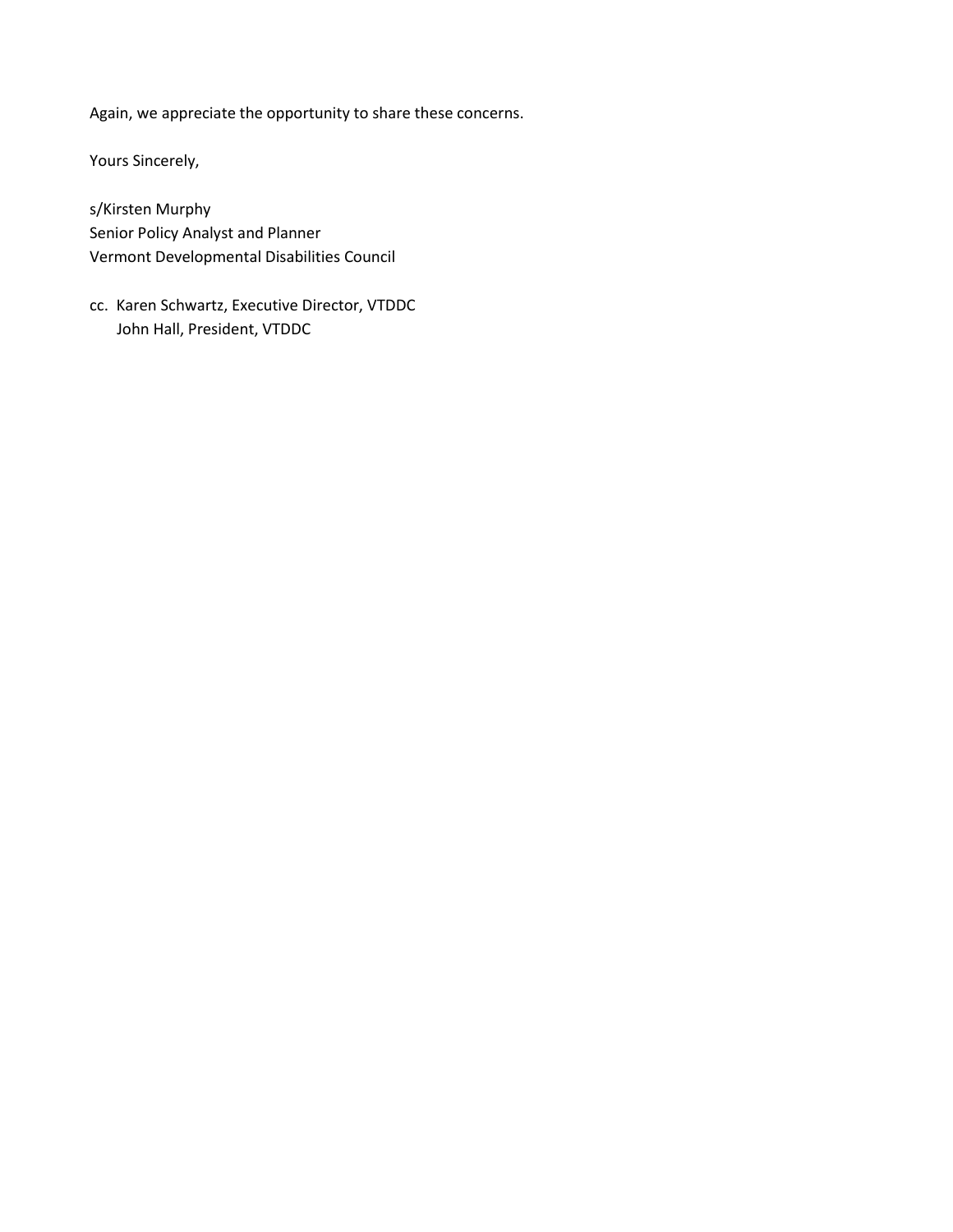Again, we appreciate the opportunity to share these concerns.

Yours Sincerely,

s/Kirsten Murphy
Senior Policy Analyst and Planner
Vermont Developmental Disabilities Council

cc. Karen Schwartz, Executive Director, VTDDC
John Hall, President, VTDDC